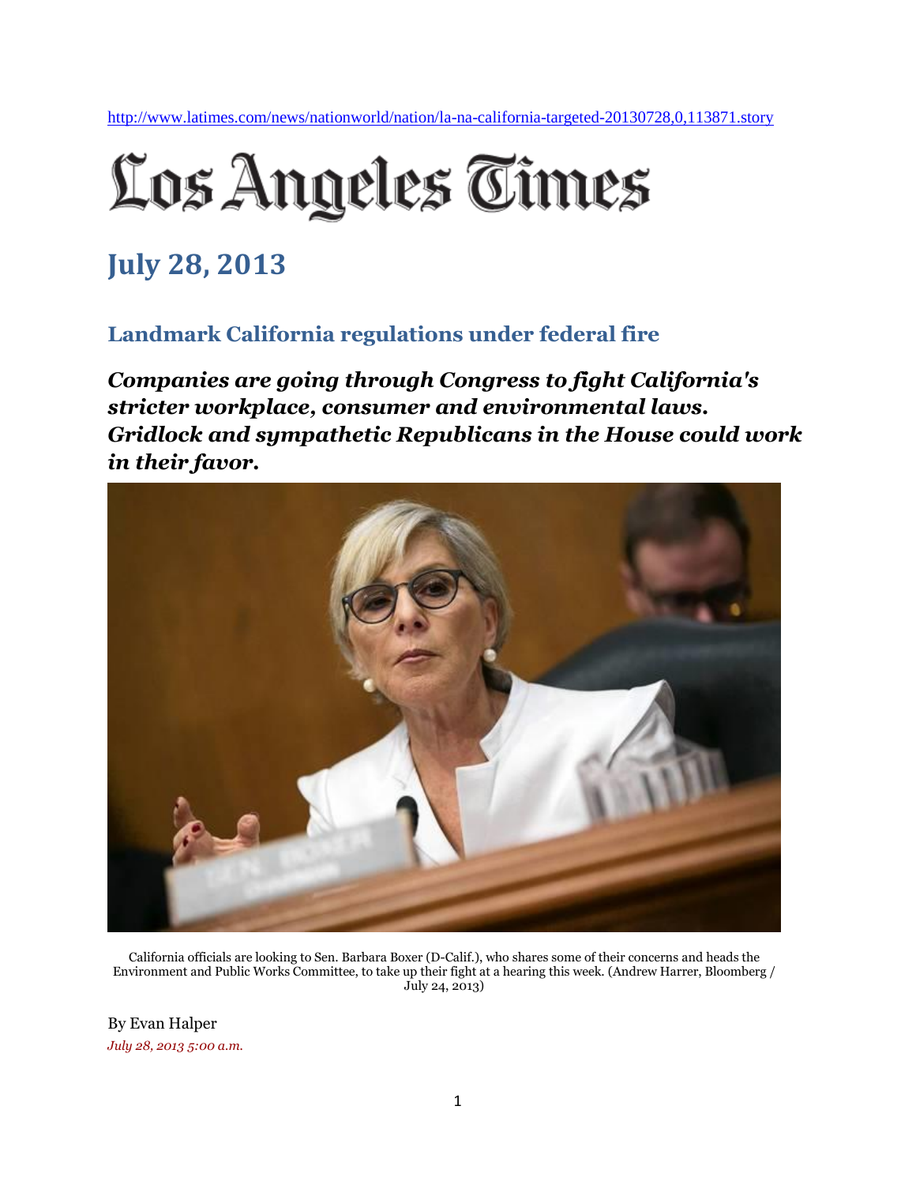http://www.latimes.com/news/nationworld/nation/la-na-california-targeted-20130728,0,113871.story

# Los Angeles Times

## July 28, 2013

### Landmark California regulations under federal fire

***Companies are going through Congress to fight California's stricter workplace, consumer and environmental laws. Gridlock and sympathetic Republicans in the House could work in their favor.***

California officials are looking to Sen. Barbara Boxer (D-Calif.), who shares some of their concerns and heads the Environment and Public Works Committee, to take up their fight at a hearing this week. (Andrew Harrer, Bloomberg / July 24, 2013)

By Evan Halper

*July 28, 2013 5:00 a.m.*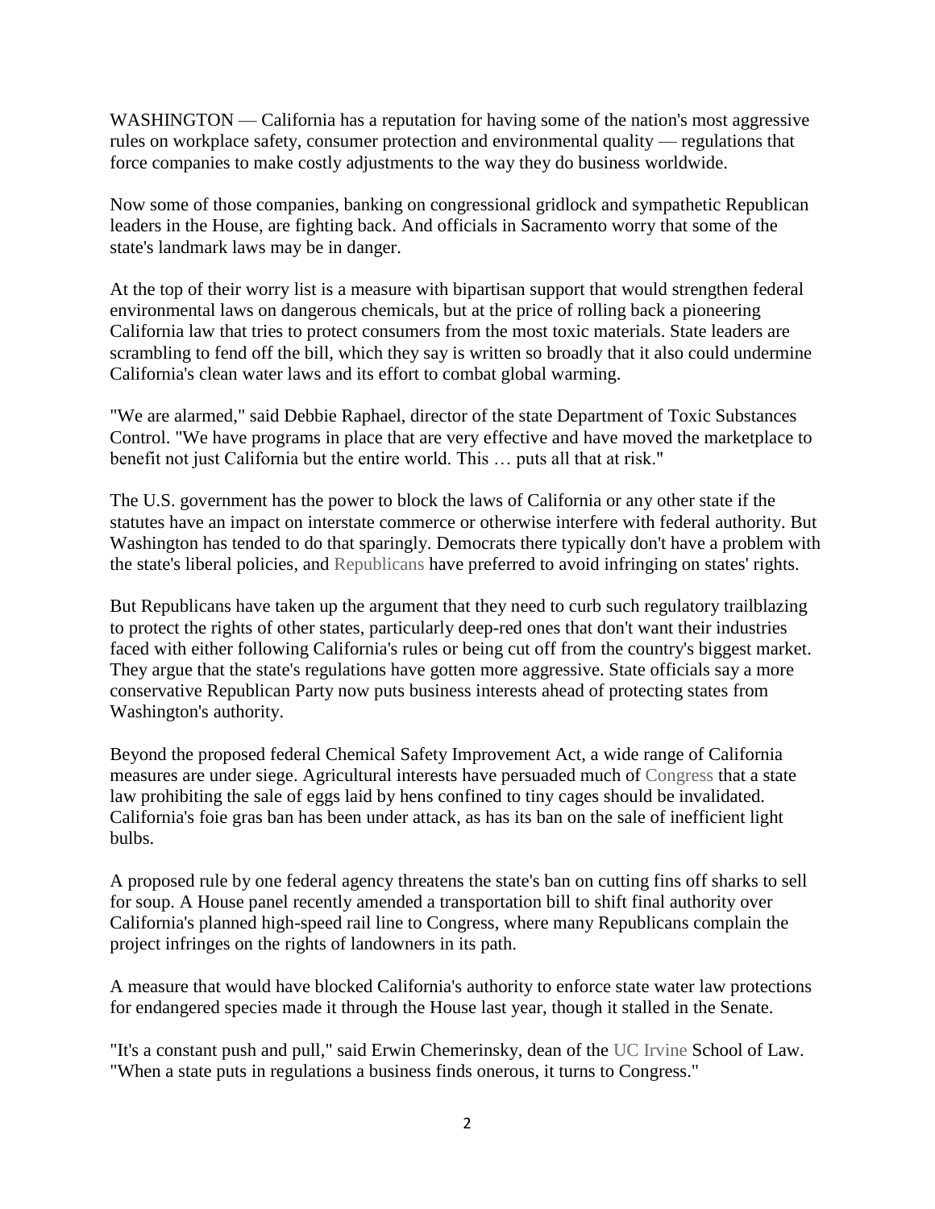WASHINGTON — California has a reputation for having some of the nation's most aggressive rules on workplace safety, consumer protection and environmental quality — regulations that force companies to make costly adjustments to the way they do business worldwide.

Now some of those companies, banking on congressional gridlock and sympathetic Republican leaders in the House, are fighting back. And officials in Sacramento worry that some of the state's landmark laws may be in danger.

At the top of their worry list is a measure with bipartisan support that would strengthen federal environmental laws on dangerous chemicals, but at the price of rolling back a pioneering California law that tries to protect consumers from the most toxic materials. State leaders are scrambling to fend off the bill, which they say is written so broadly that it also could undermine California's clean water laws and its effort to combat global warming.

"We are alarmed," said Debbie Raphael, director of the state Department of Toxic Substances Control. "We have programs in place that are very effective and have moved the marketplace to benefit not just California but the entire world. This … puts all that at risk."

The U.S. government has the power to block the laws of California or any other state if the statutes have an impact on interstate commerce or otherwise interfere with federal authority. But Washington has tended to do that sparingly. Democrats there typically don't have a problem with the state's liberal policies, and Republicans have preferred to avoid infringing on states' rights.

But Republicans have taken up the argument that they need to curb such regulatory trailblazing to protect the rights of other states, particularly deep-red ones that don't want their industries faced with either following California's rules or being cut off from the country's biggest market. They argue that the state's regulations have gotten more aggressive. State officials say a more conservative Republican Party now puts business interests ahead of protecting states from Washington's authority.

Beyond the proposed federal Chemical Safety Improvement Act, a wide range of California measures are under siege. Agricultural interests have persuaded much of Congress that a state law prohibiting the sale of eggs laid by hens confined to tiny cages should be invalidated. California's foie gras ban has been under attack, as has its ban on the sale of inefficient light bulbs.

A proposed rule by one federal agency threatens the state's ban on cutting fins off sharks to sell for soup. A House panel recently amended a transportation bill to shift final authority over California's planned high-speed rail line to Congress, where many Republicans complain the project infringes on the rights of landowners in its path.

A measure that would have blocked California's authority to enforce state water law protections for endangered species made it through the House last year, though it stalled in the Senate.

"It's a constant push and pull," said Erwin Chemerinsky, dean of the UC Irvine School of Law. "When a state puts in regulations a business finds onerous, it turns to Congress."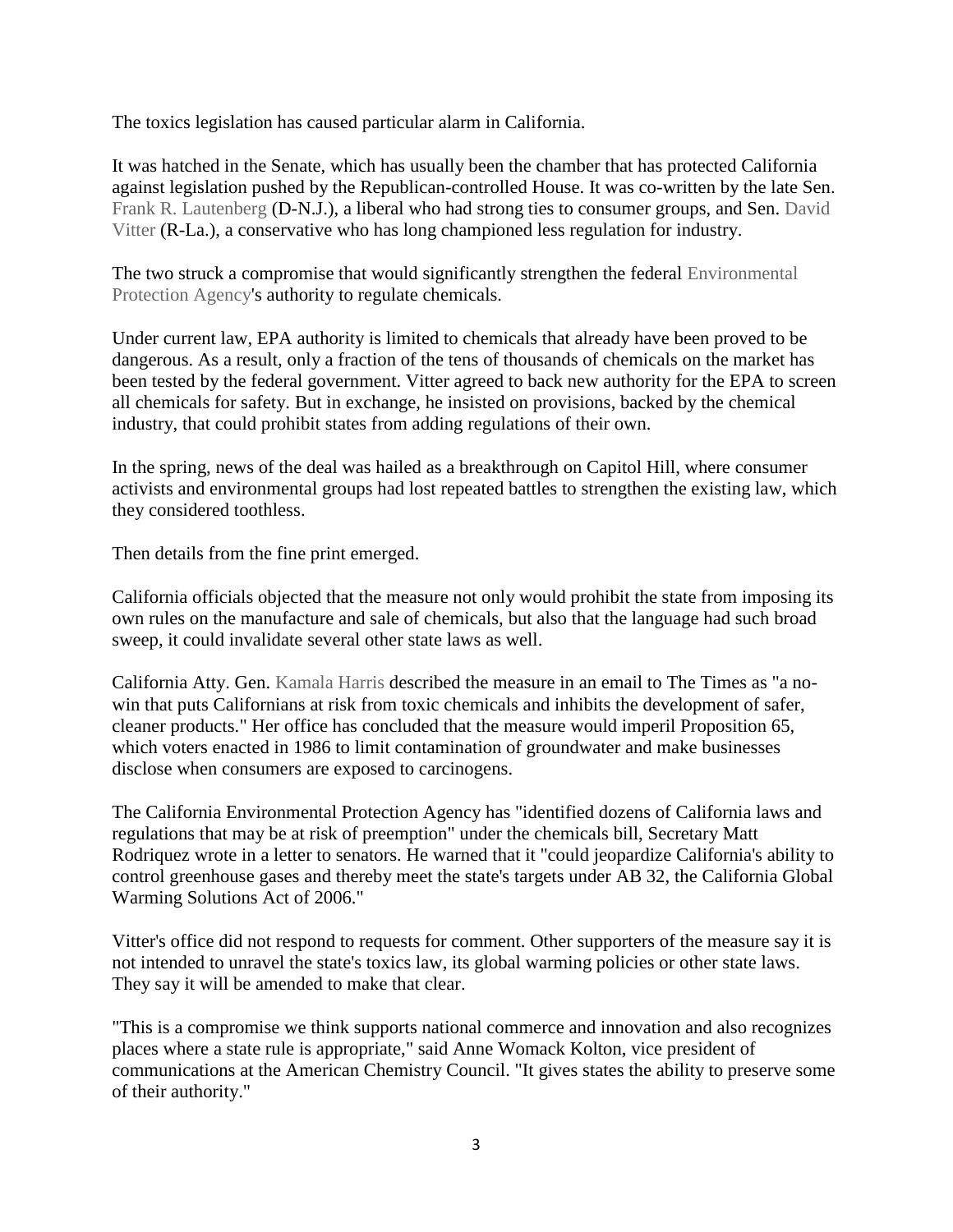The toxics legislation has caused particular alarm in California.

It was hatched in the Senate, which has usually been the chamber that has protected California against legislation pushed by the Republican-controlled House. It was co-written by the late Sen. Frank R. Lautenberg (D-N.J.), a liberal who had strong ties to consumer groups, and Sen. David Vitter (R-La.), a conservative who has long championed less regulation for industry.

The two struck a compromise that would significantly strengthen the federal Environmental Protection Agency's authority to regulate chemicals.

Under current law, EPA authority is limited to chemicals that already have been proved to be dangerous. As a result, only a fraction of the tens of thousands of chemicals on the market has been tested by the federal government. Vitter agreed to back new authority for the EPA to screen all chemicals for safety. But in exchange, he insisted on provisions, backed by the chemical industry, that could prohibit states from adding regulations of their own.

In the spring, news of the deal was hailed as a breakthrough on Capitol Hill, where consumer activists and environmental groups had lost repeated battles to strengthen the existing law, which they considered toothless.

Then details from the fine print emerged.

California officials objected that the measure not only would prohibit the state from imposing its own rules on the manufacture and sale of chemicals, but also that the language had such broad sweep, it could invalidate several other state laws as well.

California Atty. Gen. Kamala Harris described the measure in an email to The Times as "a no-win that puts Californians at risk from toxic chemicals and inhibits the development of safer, cleaner products." Her office has concluded that the measure would imperil Proposition 65, which voters enacted in 1986 to limit contamination of groundwater and make businesses disclose when consumers are exposed to carcinogens.

The California Environmental Protection Agency has "identified dozens of California laws and regulations that may be at risk of preemption" under the chemicals bill, Secretary Matt Rodriquez wrote in a letter to senators. He warned that it "could jeopardize California's ability to control greenhouse gases and thereby meet the state's targets under AB 32, the California Global Warming Solutions Act of 2006."

Vitter's office did not respond to requests for comment. Other supporters of the measure say it is not intended to unravel the state's toxics law, its global warming policies or other state laws. They say it will be amended to make that clear.

"This is a compromise we think supports national commerce and innovation and also recognizes places where a state rule is appropriate," said Anne Womack Kolton, vice president of communications at the American Chemistry Council. "It gives states the ability to preserve some of their authority."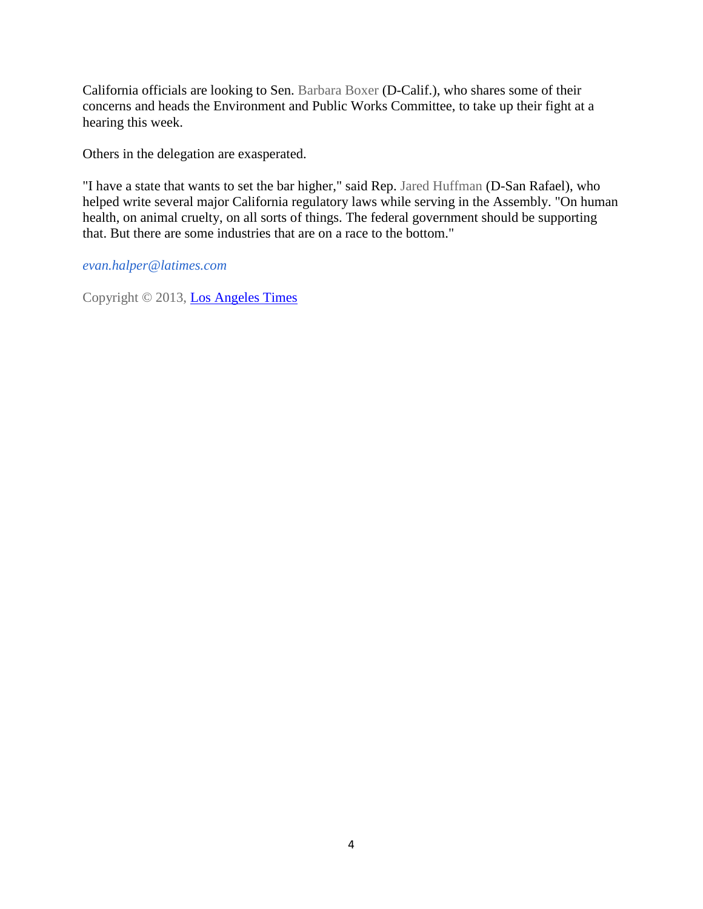California officials are looking to Sen. Barbara Boxer (D-Calif.), who shares some of their concerns and heads the Environment and Public Works Committee, to take up their fight at a hearing this week.

Others in the delegation are exasperated.

"I have a state that wants to set the bar higher," said Rep. Jared Huffman (D-San Rafael), who helped write several major California regulatory laws while serving in the Assembly. "On human health, on animal cruelty, on all sorts of things. The federal government should be supporting that. But there are some industries that are on a race to the bottom."

*evan.halper@latimes.com*

Copyright © 2013, Los Angeles Times